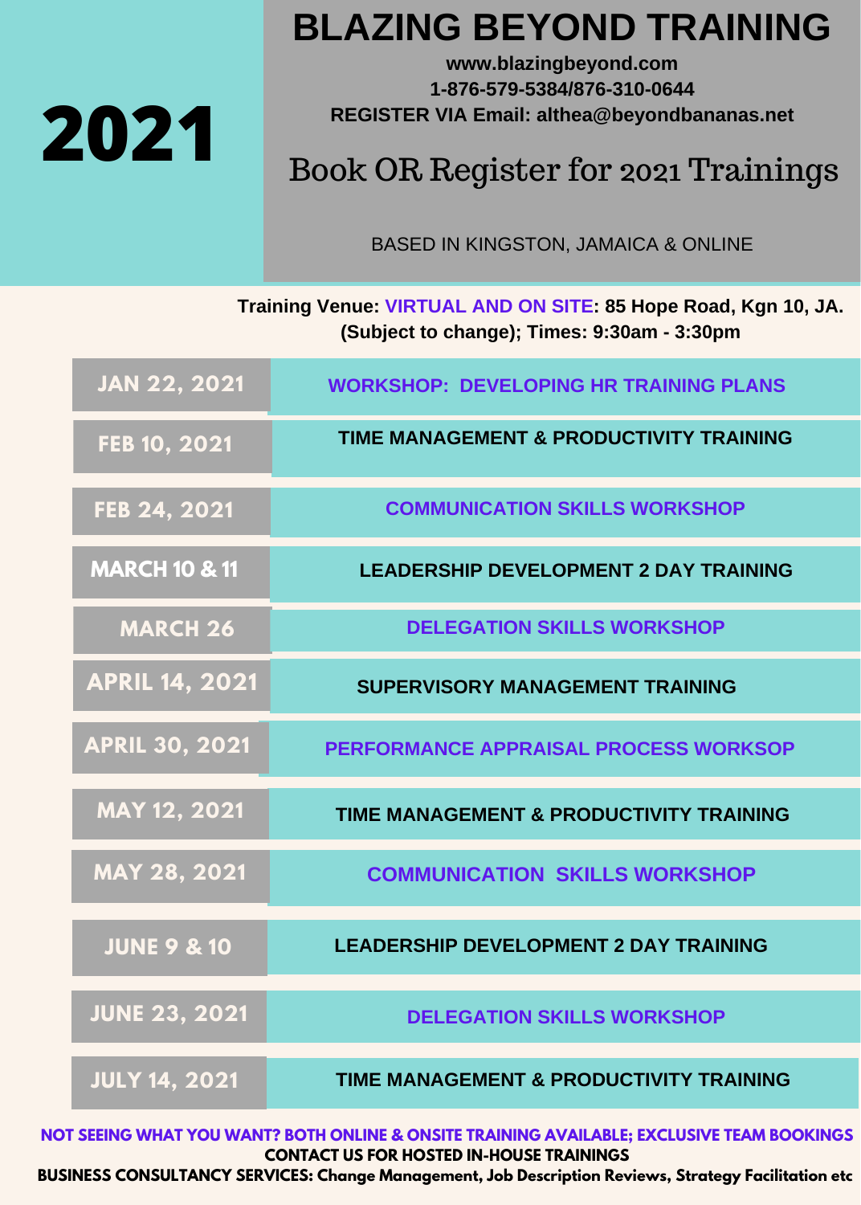# 2021

# BLAZING BEYOND TRAINING

**www.blazingbeyond.com**
**1-876-579-5384/876-310-0644**
**REGISTER VIA Email: althea@beyondbananas.net**

## Book OR Register for 2021 Trainings

BASED IN KINGSTON, JAMAICA & ONLINE

**Training Venue: VIRTUAL AND ON SITE: 85 Hope Road, Kgn 10, JA. (Subject to change); Times: 9:30am - 3:30pm**

| Date | Training |
|---|---|
| JAN 22, 2021 | WORKSHOP: DEVELOPING HR TRAINING PLANS |
| FEB 10, 2021 | TIME MANAGEMENT & PRODUCTIVITY TRAINING |
| FEB 24, 2021 | COMMUNICATION SKILLS WORKSHOP |
| MARCH 10 & 11 | LEADERSHIP DEVELOPMENT 2 DAY TRAINING |
| MARCH 26 | DELEGATION SKILLS WORKSHOP |
| APRIL 14, 2021 | SUPERVISORY MANAGEMENT TRAINING |
| APRIL 30, 2021 | PERFORMANCE APPRAISAL PROCESS WORKSOP |
| MAY 12, 2021 | TIME MANAGEMENT & PRODUCTIVITY TRAINING |
| MAY 28, 2021 | COMMUNICATION SKILLS WORKSHOP |
| JUNE 9 & 10 | LEADERSHIP DEVELOPMENT 2 DAY TRAINING |
| JUNE 23, 2021 | DELEGATION SKILLS WORKSHOP |
| JULY 14, 2021 | TIME MANAGEMENT & PRODUCTIVITY TRAINING |

**NOT SEEING WHAT YOU WANT? BOTH ONLINE & ONSITE TRAINING AVAILABLE; EXCLUSIVE TEAM BOOKINGS**
**CONTACT US FOR HOSTED IN-HOUSE TRAININGS**
**BUSINESS CONSULTANCY SERVICES: Change Management, Job Description Reviews, Strategy Facilitation etc**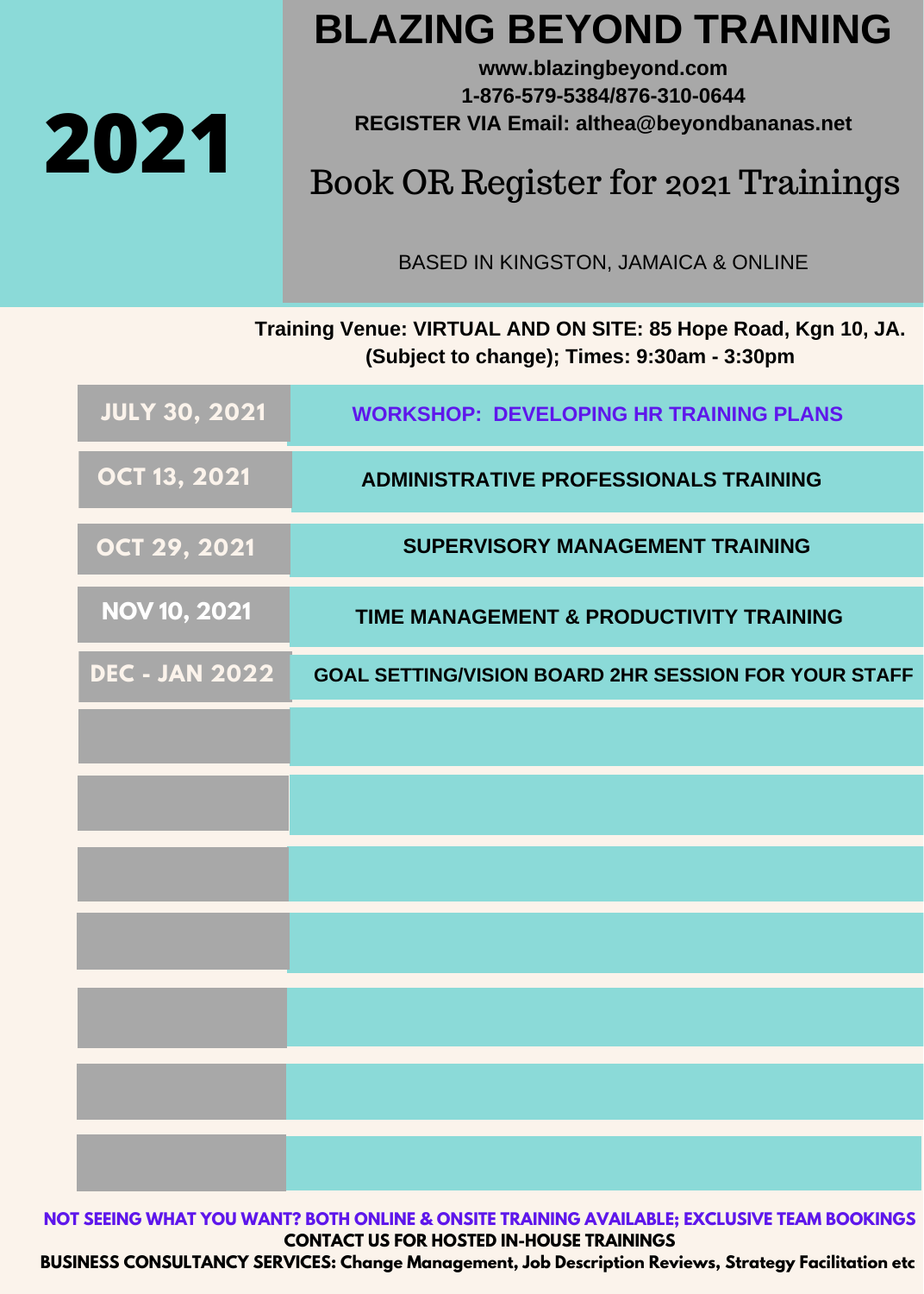# 2021

# BLAZING BEYOND TRAINING

**www.blazingbeyond.com**
**1-876-579-5384/876-310-0644**
**REGISTER VIA Email: althea@beyondbananas.net**

## Book OR Register for 2021 Trainings

BASED IN KINGSTON, JAMAICA & ONLINE

**Training Venue: VIRTUAL AND ON SITE: 85 Hope Road, Kgn 10, JA. (Subject to change); Times: 9:30am - 3:30pm**

| | |
|---|---|
| JULY 30, 2021 | WORKSHOP: DEVELOPING HR TRAINING PLANS |
| OCT 13, 2021 | ADMINISTRATIVE PROFESSIONALS TRAINING |
| OCT 29, 2021 | SUPERVISORY MANAGEMENT TRAINING |
| NOV 10, 2021 | TIME MANAGEMENT & PRODUCTIVITY TRAINING |
| DEC - JAN 2022 | GOAL SETTING/VISION BOARD 2HR SESSION FOR YOUR STAFF |
| | |
| | |
| | |
| | |
| | |
| | |
| | |

**NOT SEEING WHAT YOU WANT? BOTH ONLINE & ONSITE TRAINING AVAILABLE; EXCLUSIVE TEAM BOOKINGS**
**CONTACT US FOR HOSTED IN-HOUSE TRAININGS**
**BUSINESS CONSULTANCY SERVICES: Change Management, Job Description Reviews, Strategy Facilitation etc**